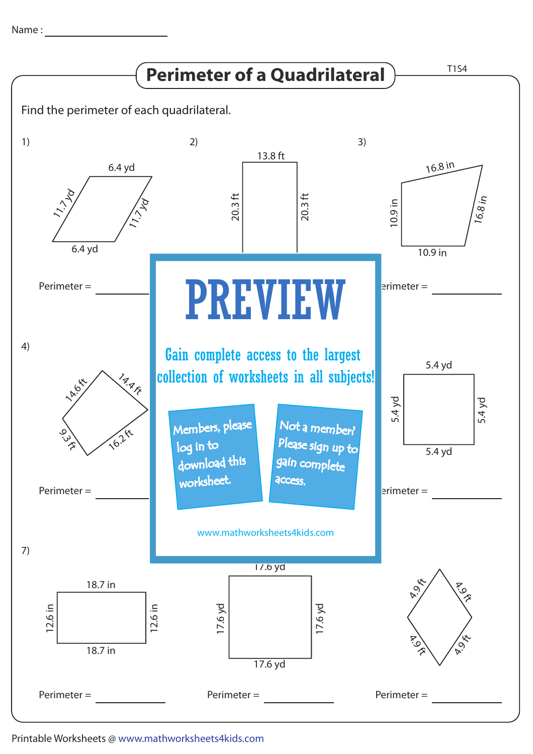Name : ____________________

# Perimeter of a Quadrilateral

T1S4

Find the perimeter of each quadrilateral.

1) 6.4 yd, 11.7 yd, 11.7 yd, 6.4 yd

Perimeter = __________

2) 13.8 ft, 20.3 ft, 20.3 ft

3) 16.8 in, 10.9 in, 16.8 in, 10.9 in

Perimeter = __________

PREVIEW

Gain complete access to the largest collection of worksheets in all subjects!

Members, please log in to download this worksheet.

Not a member? Please sign up to gain complete access.

www.mathworksheets4kids.com

4) 14.6 ft, 14.4 ft, 9.3 ft, 16.2 ft

Perimeter = __________

6) 5.4 yd, 5.4 yd, 5.4 yd, 5.4 yd

Perimeter = __________

7) 18.7 in, 12.6 in, 12.6 in, 18.7 in

Perimeter = __________

8) 17.6 yd, 17.6 yd, 17.6 yd, 17.6 yd

Perimeter = __________

9) 4.9 ft, 4.9 ft, 4.9 ft, 4.9 ft

Perimeter = __________

Printable Worksheets @ www.mathworksheets4kids.com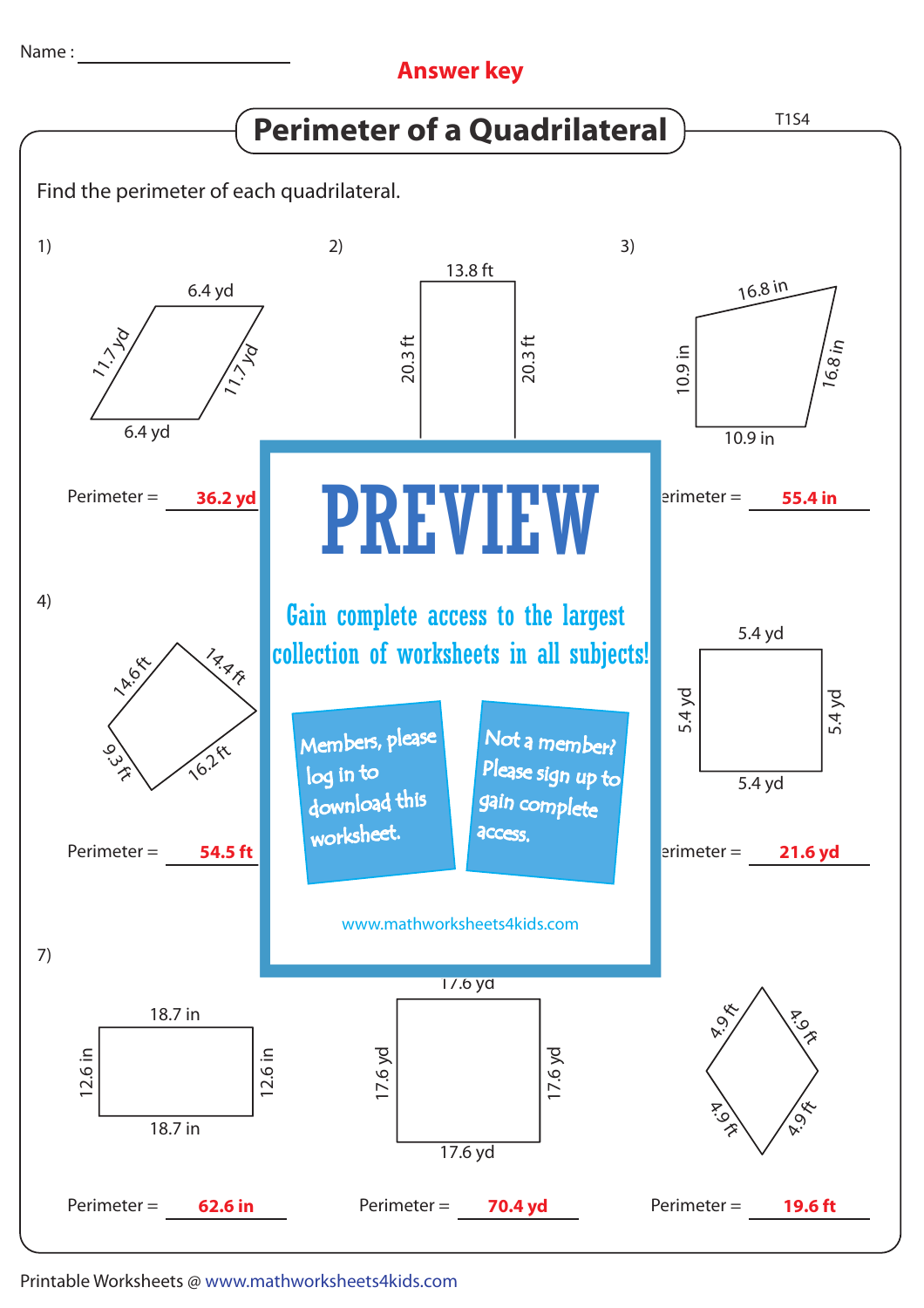Name : ____________________

**Answer key**

# Perimeter of a Quadrilateral

T1S4

Find the perimeter of each quadrilateral.

1)

6.4 yd

11.7 yd

11.7 yd

6.4 yd

Perimeter = **36.2 yd**

2)

13.8 ft

20.3 ft

20.3 ft

3)

16.8 in

10.9 in

16.8 in

10.9 in

Perimeter = **55.4 in**

4)

14.6 ft

14.4 ft

9.3 ft

16.2 ft

Perimeter = **54.5 ft**

5.4 yd

5.4 yd

5.4 yd

5.4 yd

Perimeter = **21.6 yd**

PREVIEW

Gain complete access to the largest collection of worksheets in all subjects!

Members, please log in to download this worksheet.

Not a member? Please sign up to gain complete access.

www.mathworksheets4kids.com

7)

18.7 in

12.6 in

12.6 in

18.7 in

Perimeter = **62.6 in**

17.6 yd

17.6 yd

17.6 yd

17.6 yd

Perimeter = **70.4 yd**

4.9 ft

4.9 ft

4.9 ft

4.9 ft

Perimeter = **19.6 ft**

Printable Worksheets @ www.mathworksheets4kids.com